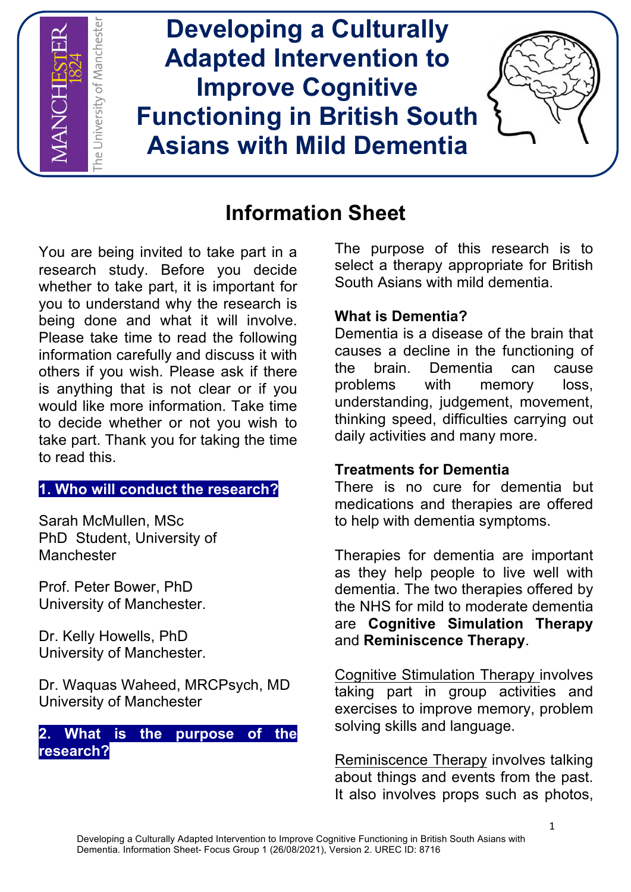# Developing a Culturally Adapted Intervention to Improve Cognitive Functioning in British South Asians with Mild Dementia

## Information Sheet

You are being invited to take part in a research study. Before you decide whether to take part, it is important for you to understand why the research is being done and what it will involve. Please take time to read the following information carefully and discuss it with others if you wish. Please ask if there is anything that is not clear or if you would like more information. Take time to decide whether or not you wish to take part. Thank you for taking the time to read this.

### 1. Who will conduct the research?

Sarah McMullen, MSc
PhD Student, University of Manchester

Prof. Peter Bower, PhD
University of Manchester.

Dr. Kelly Howells, PhD
University of Manchester.

Dr. Waquas Waheed, MRCPsych, MD
University of Manchester

### 2. What is the purpose of the research?

The purpose of this research is to select a therapy appropriate for British South Asians with mild dementia.

**What is Dementia?**
Dementia is a disease of the brain that causes a decline in the functioning of the brain. Dementia can cause problems with memory loss, understanding, judgement, movement, thinking speed, difficulties carrying out daily activities and many more.

**Treatments for Dementia**
There is no cure for dementia but medications and therapies are offered to help with dementia symptoms.

Therapies for dementia are important as they help people to live well with dementia. The two therapies offered by the NHS for mild to moderate dementia are **Cognitive Simulation Therapy** and **Reminiscence Therapy**.

Cognitive Stimulation Therapy involves taking part in group activities and exercises to improve memory, problem solving skills and language.

Reminiscence Therapy involves talking about things and events from the past. It also involves props such as photos,

Developing a Culturally Adapted Intervention to Improve Cognitive Functioning in British South Asians with Dementia. Information Sheet- Focus Group 1 (26/08/2021), Version 2. UREC ID: 8716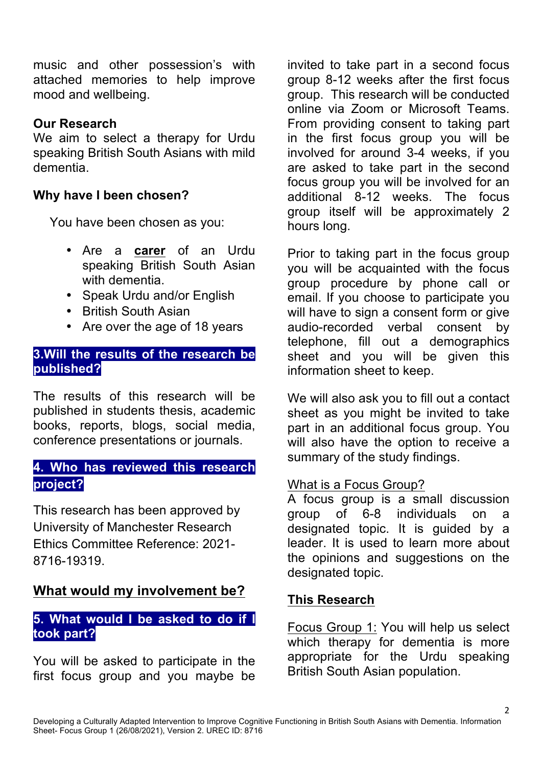music and other possession's with attached memories to help improve mood and wellbeing.

**Our Research**

We aim to select a therapy for Urdu speaking British South Asians with mild dementia.

**Why have I been chosen?**

You have been chosen as you:

- Are a **carer** of an Urdu speaking British South Asian with dementia.
- Speak Urdu and/or English
- British South Asian
- Are over the age of 18 years

## 3.Will the results of the research be published?

The results of this research will be published in students thesis, academic books, reports, blogs, social media, conference presentations or journals.

## 4. Who has reviewed this research project?

This research has been approved by University of Manchester Research Ethics Committee Reference: 2021-8716-19319.

## What would my involvement be?

## 5. What would I be asked to do if I took part?

You will be asked to participate in the first focus group and you maybe be invited to take part in a second focus group 8-12 weeks after the first focus group. This research will be conducted online via Zoom or Microsoft Teams. From providing consent to taking part in the first focus group you will be involved for around 3-4 weeks, if you are asked to take part in the second focus group you will be involved for an additional 8-12 weeks. The focus group itself will be approximately 2 hours long.

Prior to taking part in the focus group you will be acquainted with the focus group procedure by phone call or email. If you choose to participate you will have to sign a consent form or give audio-recorded verbal consent by telephone, fill out a demographics sheet and you will be given this information sheet to keep.

We will also ask you to fill out a contact sheet as you might be invited to take part in an additional focus group. You will also have the option to receive a summary of the study findings.

What is a Focus Group?

A focus group is a small discussion group of 6-8 individuals on a designated topic. It is guided by a leader. It is used to learn more about the opinions and suggestions on the designated topic.

**This Research**

Focus Group 1: You will help us select which therapy for dementia is more appropriate for the Urdu speaking British South Asian population.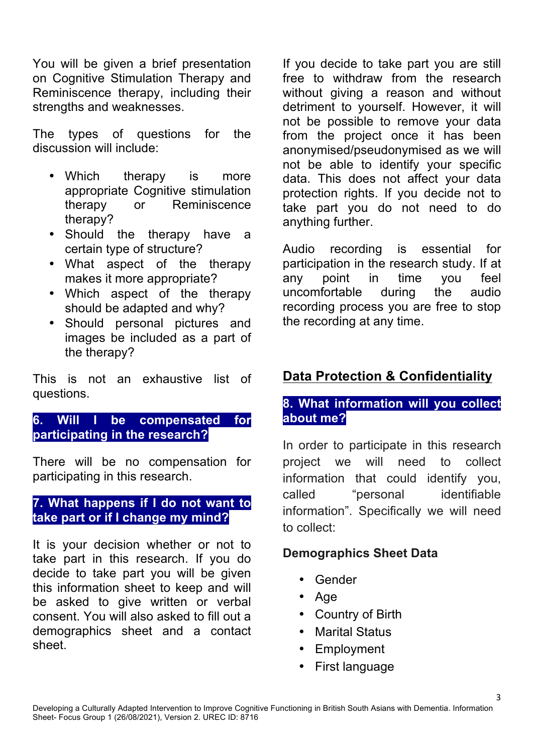You will be given a brief presentation on Cognitive Stimulation Therapy and Reminiscence therapy, including their strengths and weaknesses.

The types of questions for the discussion will include:

- Which therapy is more appropriate Cognitive stimulation therapy or Reminiscence therapy?
- Should the therapy have a certain type of structure?
- What aspect of the therapy makes it more appropriate?
- Which aspect of the therapy should be adapted and why?
- Should personal pictures and images be included as a part of the therapy?

This is not an exhaustive list of questions.

### 6. Will I be compensated for participating in the research?

There will be no compensation for participating in this research.

### 7. What happens if I do not want to take part or if I change my mind?

It is your decision whether or not to take part in this research. If you do decide to take part you will be given this information sheet to keep and will be asked to give written or verbal consent. You will also asked to fill out a demographics sheet and a contact sheet.

If you decide to take part you are still free to withdraw from the research without giving a reason and without detriment to yourself. However, it will not be possible to remove your data from the project once it has been anonymised/pseudonymised as we will not be able to identify your specific data. This does not affect your data protection rights. If you decide not to take part you do not need to do anything further.

Audio recording is essential for participation in the research study. If at any point in time you feel uncomfortable during the audio recording process you are free to stop the recording at any time.

## Data Protection & Confidentiality

### 8. What information will you collect about me?

In order to participate in this research project we will need to collect information that could identify you, called "personal identifiable information". Specifically we will need to collect:

**Demographics Sheet Data**

- Gender
- Age
- Country of Birth
- Marital Status
- Employment
- First language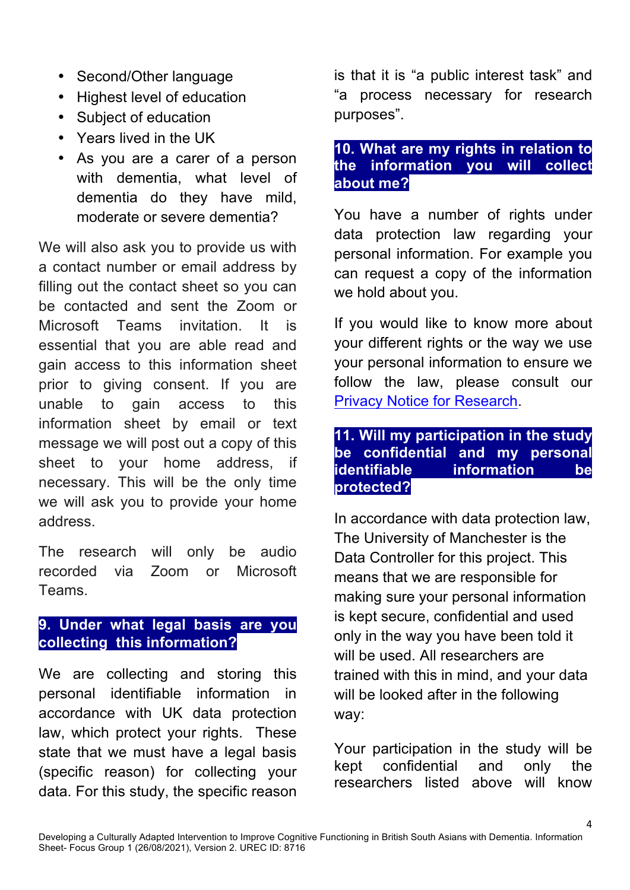- Second/Other language
- Highest level of education
- Subject of education
- Years lived in the UK
- As you are a carer of a person with dementia, what level of dementia do they have mild, moderate or severe dementia?

We will also ask you to provide us with a contact number or email address by filling out the contact sheet so you can be contacted and sent the Zoom or Microsoft Teams invitation. It is essential that you are able read and gain access to this information sheet prior to giving consent. If you are unable to gain access to this information sheet by email or text message we will post out a copy of this sheet to your home address, if necessary. This will be the only time we will ask you to provide your home address.

The research will only be audio recorded via Zoom or Microsoft Teams.

## 9. Under what legal basis are you collecting this information?

We are collecting and storing this personal identifiable information in accordance with UK data protection law, which protect your rights. These state that we must have a legal basis (specific reason) for collecting your data. For this study, the specific reason is that it is "a public interest task" and "a process necessary for research purposes".

## 10. What are my rights in relation to the information you will collect about me?

You have a number of rights under data protection law regarding your personal information. For example you can request a copy of the information we hold about you.

If you would like to know more about your different rights or the way we use your personal information to ensure we follow the law, please consult our Privacy Notice for Research.

## 11. Will my participation in the study be confidential and my personal identifiable information be protected?

In accordance with data protection law, The University of Manchester is the Data Controller for this project. This means that we are responsible for making sure your personal information is kept secure, confidential and used only in the way you have been told it will be used. All researchers are trained with this in mind, and your data will be looked after in the following way:

Your participation in the study will be kept confidential and only the researchers listed above will know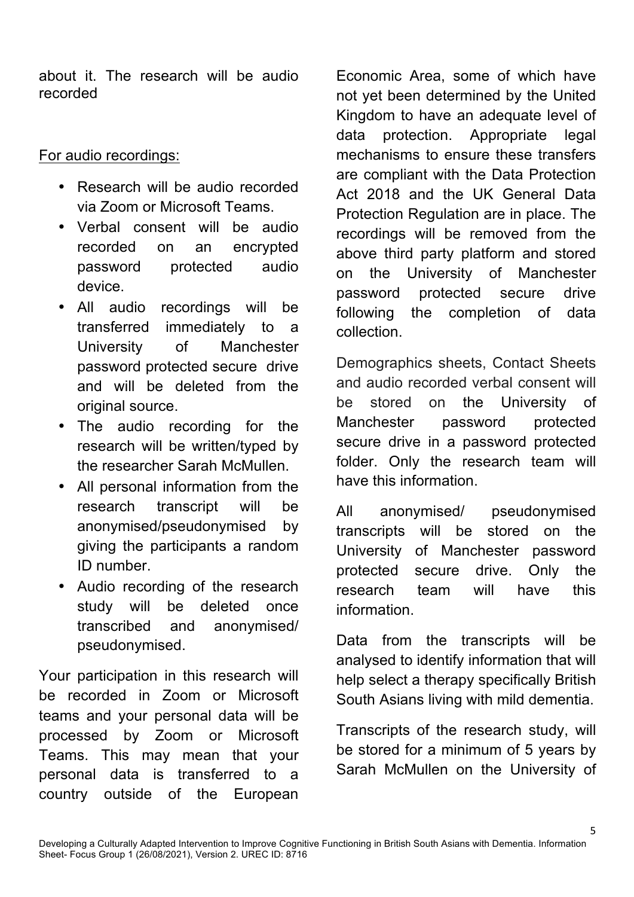about it. The research will be audio recorded

For audio recordings:

- Research will be audio recorded via Zoom or Microsoft Teams.
- Verbal consent will be audio recorded on an encrypted password protected audio device.
- All audio recordings will be transferred immediately to a University of Manchester password protected secure drive and will be deleted from the original source.
- The audio recording for the research will be written/typed by the researcher Sarah McMullen.
- All personal information from the research transcript will be anonymised/pseudonymised by giving the participants a random ID number.
- Audio recording of the research study will be deleted once transcribed and anonymised/ pseudonymised.

Your participation in this research will be recorded in Zoom or Microsoft teams and your personal data will be processed by Zoom or Microsoft Teams. This may mean that your personal data is transferred to a country outside of the European Economic Area, some of which have not yet been determined by the United Kingdom to have an adequate level of data protection. Appropriate legal mechanisms to ensure these transfers are compliant with the Data Protection Act 2018 and the UK General Data Protection Regulation are in place. The recordings will be removed from the above third party platform and stored on the University of Manchester password protected secure drive following the completion of data collection.

Demographics sheets, Contact Sheets and audio recorded verbal consent will be stored on the University of Manchester password protected secure drive in a password protected folder. Only the research team will have this information.

All anonymised/ pseudonymised transcripts will be stored on the University of Manchester password protected secure drive. Only the research team will have this information.

Data from the transcripts will be analysed to identify information that will help select a therapy specifically British South Asians living with mild dementia.

Transcripts of the research study, will be stored for a minimum of 5 years by Sarah McMullen on the University of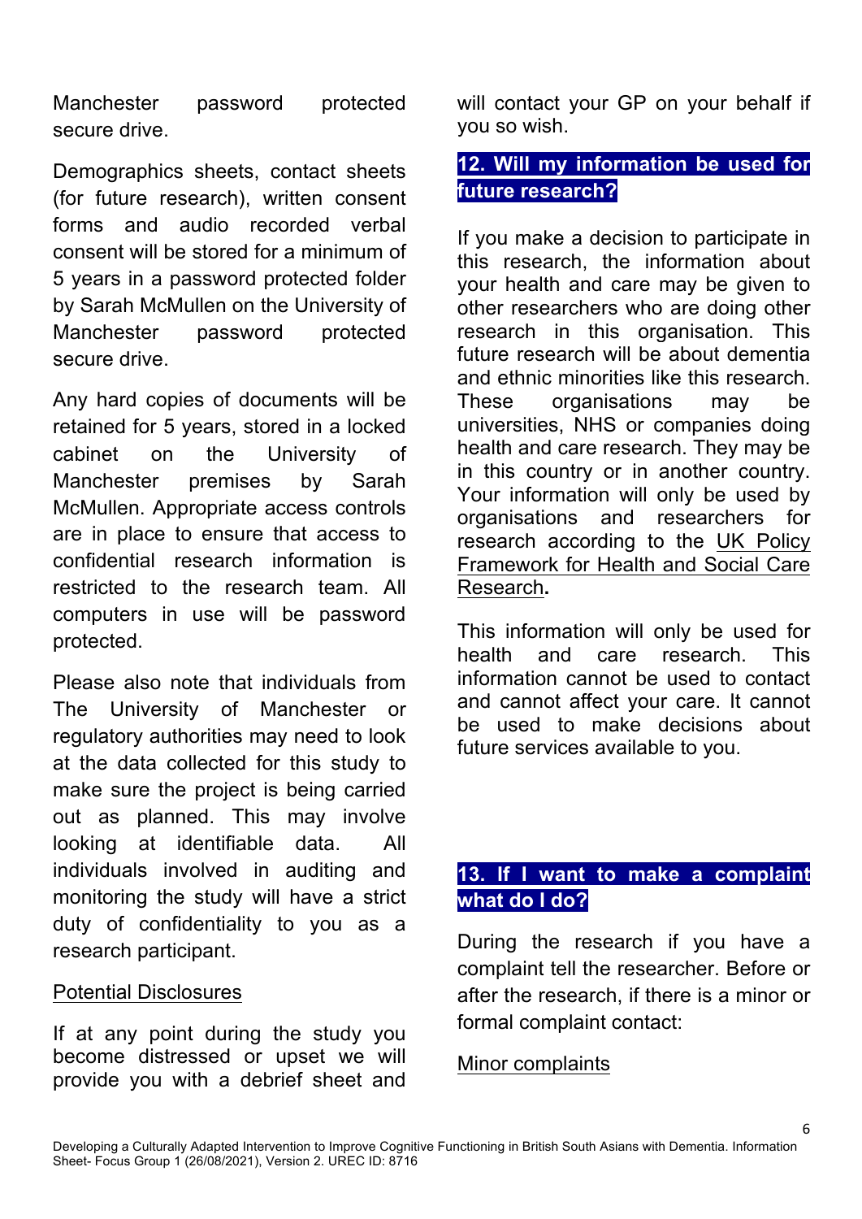Manchester password protected secure drive.

Demographics sheets, contact sheets (for future research), written consent forms and audio recorded verbal consent will be stored for a minimum of 5 years in a password protected folder by Sarah McMullen on the University of Manchester password protected secure drive.

Any hard copies of documents will be retained for 5 years, stored in a locked cabinet on the University of Manchester premises by Sarah McMullen. Appropriate access controls are in place to ensure that access to confidential research information is restricted to the research team. All computers in use will be password protected.

Please also note that individuals from The University of Manchester or regulatory authorities may need to look at the data collected for this study to make sure the project is being carried out as planned. This may involve looking at identifiable data. All individuals involved in auditing and monitoring the study will have a strict duty of confidentiality to you as a research participant.

Potential Disclosures

If at any point during the study you become distressed or upset we will provide you with a debrief sheet and will contact your GP on your behalf if you so wish.

## 12. Will my information be used for future research?

If you make a decision to participate in this research, the information about your health and care may be given to other researchers who are doing other research in this organisation. This future research will be about dementia and ethnic minorities like this research. These organisations may be universities, NHS or companies doing health and care research. They may be in this country or in another country. Your information will only be used by organisations and researchers for research according to the UK Policy Framework for Health and Social Care Research.

This information will only be used for health and care research. This information cannot be used to contact and cannot affect your care. It cannot be used to make decisions about future services available to you.

## 13. If I want to make a complaint what do I do?

During the research if you have a complaint tell the researcher. Before or after the research, if there is a minor or formal complaint contact:

Minor complaints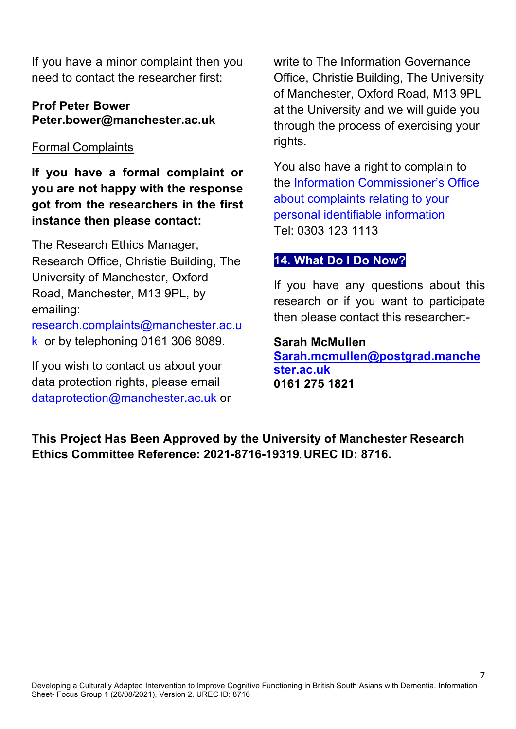If you have a minor complaint then you need to contact the researcher first:

**Prof Peter Bower**
**Peter.bower@manchester.ac.uk**

Formal Complaints

**If you have a formal complaint or you are not happy with the response got from the researchers in the first instance then please contact:**

The Research Ethics Manager, Research Office, Christie Building, The University of Manchester, Oxford Road, Manchester, M13 9PL, by emailing: research.complaints@manchester.ac.uk or by telephoning 0161 306 8089.

If you wish to contact us about your data protection rights, please email dataprotection@manchester.ac.uk or write to The Information Governance Office, Christie Building, The University of Manchester, Oxford Road, M13 9PL at the University and we will guide you through the process of exercising your rights.

You also have a right to complain to the Information Commissioner's Office about complaints relating to your personal identifiable information
Tel: 0303 123 1113

## 14. What Do I Do Now?

If you have any questions about this research or if you want to participate then please contact this researcher:-

**Sarah McMullen**
**Sarah.mcmullen@postgrad.manchester.ac.uk**
**0161 275 1821**

**This Project Has Been Approved by the University of Manchester Research Ethics Committee Reference: 2021-8716-19319. UREC ID: 8716.**